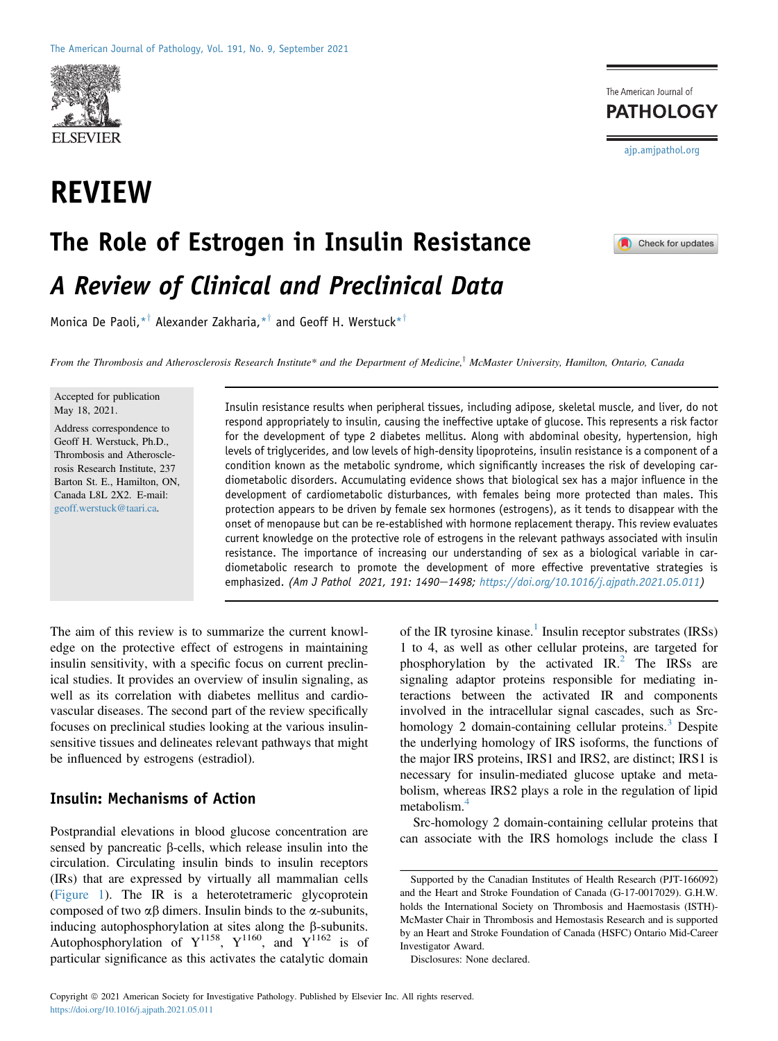# REVIEW

# The Role of Estrogen in Insulin Resistance

## *A Review of Clinical and Preclinical Data*

Monica De Paoli,[*†] Alexander Zakharia,[*†] and Geoff H. Werstuck[*†]

*From the Thrombosis and Atherosclerosis Research Institute\* and the Department of Medicine,† McMaster University, Hamilton, Ontario, Canada*

Accepted for publication May 18, 2021.

Address correspondence to Geoff H. Werstuck, Ph.D., Thrombosis and Atherosclerosis Research Institute, 237 Barton St. E., Hamilton, ON, Canada L8L 2X2. E-mail: geoff.werstuck@taari.ca.

Insulin resistance results when peripheral tissues, including adipose, skeletal muscle, and liver, do not respond appropriately to insulin, causing the ineffective uptake of glucose. This represents a risk factor for the development of type 2 diabetes mellitus. Along with abdominal obesity, hypertension, high levels of triglycerides, and low levels of high-density lipoproteins, insulin resistance is a component of a condition known as the metabolic syndrome, which significantly increases the risk of developing cardiometabolic disorders. Accumulating evidence shows that biological sex has a major influence in the development of cardiometabolic disturbances, with females being more protected than males. This protection appears to be driven by female sex hormones (estrogens), as it tends to disappear with the onset of menopause but can be re-established with hormone replacement therapy. This review evaluates current knowledge on the protective role of estrogens in the relevant pathways associated with insulin resistance. The importance of increasing our understanding of sex as a biological variable in cardiometabolic research to promote the development of more effective preventative strategies is emphasized. *(Am J Pathol 2021, 191: 1490–1498; https://doi.org/10.1016/j.ajpath.2021.05.011)*

The aim of this review is to summarize the current knowledge on the protective effect of estrogens in maintaining insulin sensitivity, with a specific focus on current preclinical studies. It provides an overview of insulin signaling, as well as its correlation with diabetes mellitus and cardiovascular diseases. The second part of the review specifically focuses on preclinical studies looking at the various insulin-sensitive tissues and delineates relevant pathways that might be influenced by estrogens (estradiol).

## Insulin: Mechanisms of Action

Postprandial elevations in blood glucose concentration are sensed by pancreatic β-cells, which release insulin into the circulation. Circulating insulin binds to insulin receptors (IRs) that are expressed by virtually all mammalian cells (Figure 1). The IR is a heterotetrameric glycoprotein composed of two αβ dimers. Insulin binds to the α-subunits, inducing autophosphorylation at sites along the β-subunits. Autophosphorylation of $Y^{1158}$, $Y^{1160}$, and $Y^{1162}$ is of particular significance as this activates the catalytic domain of the IR tyrosine kinase.[1] Insulin receptor substrates (IRSs) 1 to 4, as well as other cellular proteins, are targeted for phosphorylation by the activated IR.[2] The IRSs are signaling adaptor proteins responsible for mediating interactions between the activated IR and components involved in the intracellular signal cascades, such as Src-homology 2 domain-containing cellular proteins.[3] Despite the underlying homology of IRS isoforms, the functions of the major IRS proteins, IRS1 and IRS2, are distinct; IRS1 is necessary for insulin-mediated glucose uptake and metabolism, whereas IRS2 plays a role in the regulation of lipid metabolism.[4]

Src-homology 2 domain-containing cellular proteins that can associate with the IRS homologs include the class I

Supported by the Canadian Institutes of Health Research (PJT-166092) and the Heart and Stroke Foundation of Canada (G-17-0017029). G.H.W. holds the International Society on Thrombosis and Haemostasis (ISTH)-McMaster Chair in Thrombosis and Hemostasis Research and is supported by an Heart and Stroke Foundation of Canada (HSFC) Ontario Mid-Career Investigator Award.

Disclosures: None declared.

Copyright © 2021 American Society for Investigative Pathology. Published by Elsevier Inc. All rights reserved.
https://doi.org/10.1016/j.ajpath.2021.05.011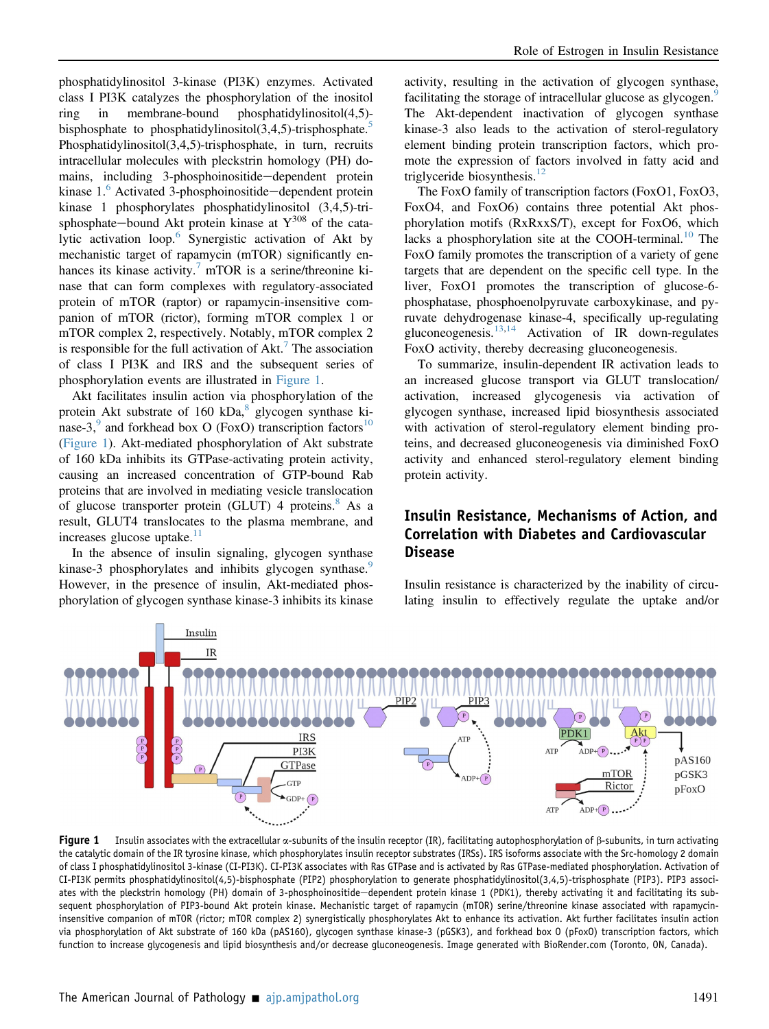phosphatidylinositol 3-kinase (PI3K) enzymes. Activated class I PI3K catalyzes the phosphorylation of the inositol ring in membrane-bound phosphatidylinositol(4,5)-bisphosphate to phosphatidylinositol(3,4,5)-trisphosphate.[5] Phosphatidylinositol(3,4,5)-trisphosphate, in turn, recruits intracellular molecules with pleckstrin homology (PH) domains, including 3-phosphoinositide−dependent protein kinase 1.[6] Activated 3-phosphoinositide−dependent protein kinase 1 phosphorylates phosphatidylinositol (3,4,5)-trisphosphate−bound Akt protein kinase at $Y^{308}$ of the catalytic activation loop.[6] Synergistic activation of Akt by mechanistic target of rapamycin (mTOR) significantly enhances its kinase activity.[7] mTOR is a serine/threonine kinase that can form complexes with regulatory-associated protein of mTOR (raptor) or rapamycin-insensitive companion of mTOR (rictor), forming mTOR complex 1 or mTOR complex 2, respectively. Notably, mTOR complex 2 is responsible for the full activation of Akt.[7] The association of class I PI3K and IRS and the subsequent series of phosphorylation events are illustrated in Figure 1.

Akt facilitates insulin action via phosphorylation of the protein Akt substrate of 160 kDa,[8] glycogen synthase kinase-3,[9] and forkhead box O (FoxO) transcription factors[10] (Figure 1). Akt-mediated phosphorylation of Akt substrate of 160 kDa inhibits its GTPase-activating protein activity, causing an increased concentration of GTP-bound Rab proteins that are involved in mediating vesicle translocation of glucose transporter protein (GLUT) 4 proteins.[8] As a result, GLUT4 translocates to the plasma membrane, and increases glucose uptake.[11]

In the absence of insulin signaling, glycogen synthase kinase-3 phosphorylates and inhibits glycogen synthase.[9] However, in the presence of insulin, Akt-mediated phosphorylation of glycogen synthase kinase-3 inhibits its kinase activity, resulting in the activation of glycogen synthase, facilitating the storage of intracellular glucose as glycogen.[9] The Akt-dependent inactivation of glycogen synthase kinase-3 also leads to the activation of sterol-regulatory element binding protein transcription factors, which promote the expression of factors involved in fatty acid and triglyceride biosynthesis.[12]

The FoxO family of transcription factors (FoxO1, FoxO3, FoxO4, and FoxO6) contains three potential Akt phosphorylation motifs (RxRxxS/T), except for FoxO6, which lacks a phosphorylation site at the COOH-terminal.[10] The FoxO family promotes the transcription of a variety of gene targets that are dependent on the specific cell type. In the liver, FoxO1 promotes the transcription of glucose-6-phosphatase, phosphoenolpyruvate carboxykinase, and pyruvate dehydrogenase kinase-4, specifically up-regulating gluconeogenesis.[13,14] Activation of IR down-regulates FoxO activity, thereby decreasing gluconeogenesis.

To summarize, insulin-dependent IR activation leads to an increased glucose transport via GLUT translocation/activation, increased glycogenesis via activation of glycogen synthase, increased lipid biosynthesis associated with activation of sterol-regulatory element binding proteins, and decreased gluconeogenesis via diminished FoxO activity and enhanced sterol-regulatory element binding protein activity.

## Insulin Resistance, Mechanisms of Action, and Correlation with Diabetes and Cardiovascular Disease

Insulin resistance is characterized by the inability of circulating insulin to effectively regulate the uptake and/or

**Figure 1** Insulin associates with the extracellular α-subunits of the insulin receptor (IR), facilitating autophosphorylation of β-subunits, in turn activating the catalytic domain of the IR tyrosine kinase, which phosphorylates insulin receptor substrates (IRSs). IRS isoforms associate with the Src-homology 2 domain of class I phosphatidylinositol 3-kinase (CI-PI3K). CI-PI3K associates with Ras GTPase and is activated by Ras GTPase-mediated phosphorylation. Activation of CI-PI3K permits phosphatidylinositol(4,5)-bisphosphate (PIP2) phosphorylation to generate phosphatidylinositol(3,4,5)-trisphosphate (PIP3). PIP3 associates with the pleckstrin homology (PH) domain of 3-phosphoinositide−dependent protein kinase 1 (PDK1), thereby activating it and facilitating its subsequent phosphorylation of PIP3-bound Akt protein kinase. Mechanistic target of rapamycin (mTOR) serine/threonine kinase associated with rapamycin-insensitive companion of mTOR (rictor; mTOR complex 2) synergistically phosphorylates Akt to enhance its activation. Akt further facilitates insulin action via phosphorylation of Akt substrate of 160 kDa (pAS160), glycogen synthase kinase-3 (pGSK3), and forkhead box O (pFoxO) transcription factors, which function to increase glycogenesis and lipid biosynthesis and/or decrease gluconeogenesis. Image generated with BioRender.com (Toronto, ON, Canada).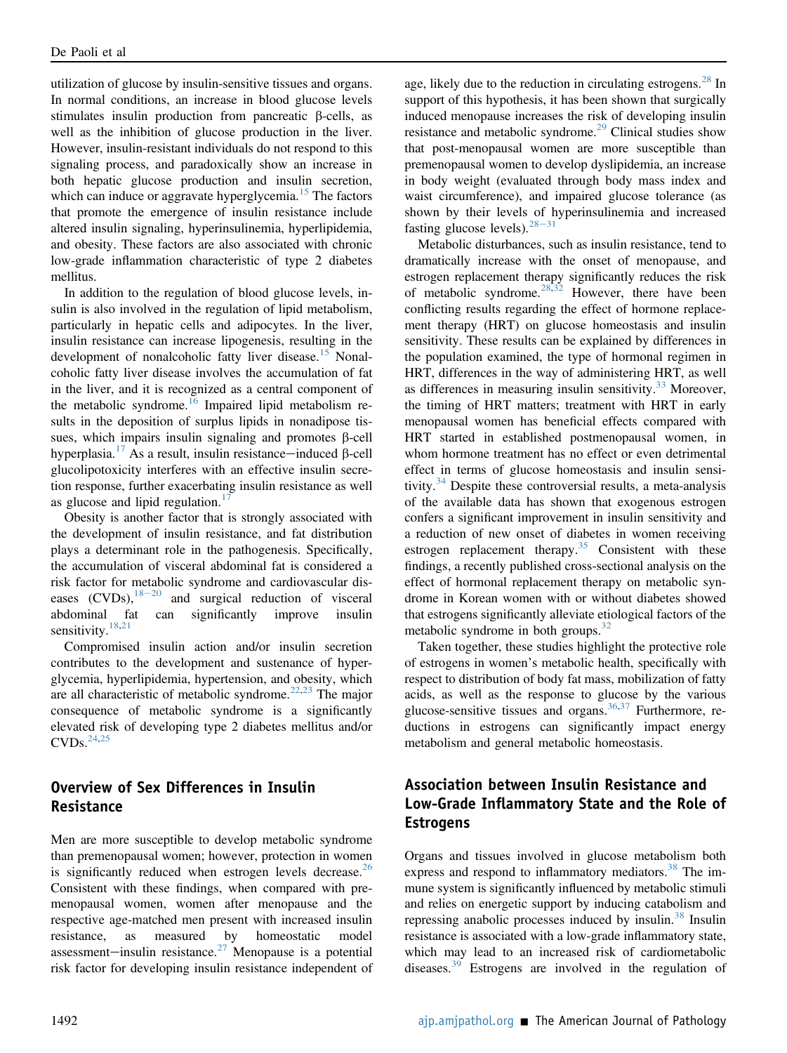utilization of glucose by insulin-sensitive tissues and organs. In normal conditions, an increase in blood glucose levels stimulates insulin production from pancreatic β-cells, as well as the inhibition of glucose production in the liver. However, insulin-resistant individuals do not respond to this signaling process, and paradoxically show an increase in both hepatic glucose production and insulin secretion, which can induce or aggravate hyperglycemia.[15] The factors that promote the emergence of insulin resistance include altered insulin signaling, hyperinsulinemia, hyperlipidemia, and obesity. These factors are also associated with chronic low-grade inflammation characteristic of type 2 diabetes mellitus.

In addition to the regulation of blood glucose levels, insulin is also involved in the regulation of lipid metabolism, particularly in hepatic cells and adipocytes. In the liver, insulin resistance can increase lipogenesis, resulting in the development of nonalcoholic fatty liver disease.[15] Nonalcoholic fatty liver disease involves the accumulation of fat in the liver, and it is recognized as a central component of the metabolic syndrome.[16] Impaired lipid metabolism results in the deposition of surplus lipids in nonadipose tissues, which impairs insulin signaling and promotes β-cell hyperplasia.[17] As a result, insulin resistance–induced β-cell glucolipotoxicity interferes with an effective insulin secretion response, further exacerbating insulin resistance as well as glucose and lipid regulation.[17]

Obesity is another factor that is strongly associated with the development of insulin resistance, and fat distribution plays a determinant role in the pathogenesis. Specifically, the accumulation of visceral abdominal fat is considered a risk factor for metabolic syndrome and cardiovascular diseases (CVDs),[18–20] and surgical reduction of visceral abdominal fat can significantly improve insulin sensitivity.[18,21]

Compromised insulin action and/or insulin secretion contributes to the development and sustenance of hyperglycemia, hyperlipidemia, hypertension, and obesity, which are all characteristic of metabolic syndrome.[22,23] The major consequence of metabolic syndrome is a significantly elevated risk of developing type 2 diabetes mellitus and/or CVDs.[24,25]

## Overview of Sex Differences in Insulin Resistance

Men are more susceptible to develop metabolic syndrome than premenopausal women; however, protection in women is significantly reduced when estrogen levels decrease.[26] Consistent with these findings, when compared with premenopausal women, women after menopause and the respective age-matched men present with increased insulin resistance, as measured by homeostatic model assessment–insulin resistance.[27] Menopause is a potential risk factor for developing insulin resistance independent of age, likely due to the reduction in circulating estrogens.[28] In support of this hypothesis, it has been shown that surgically induced menopause increases the risk of developing insulin resistance and metabolic syndrome.[29] Clinical studies show that post-menopausal women are more susceptible than premenopausal women to develop dyslipidemia, an increase in body weight (evaluated through body mass index and waist circumference), and impaired glucose tolerance (as shown by their levels of hyperinsulinemia and increased fasting glucose levels).[28–31]

Metabolic disturbances, such as insulin resistance, tend to dramatically increase with the onset of menopause, and estrogen replacement therapy significantly reduces the risk of metabolic syndrome.[28,32] However, there have been conflicting results regarding the effect of hormone replacement therapy (HRT) on glucose homeostasis and insulin sensitivity. These results can be explained by differences in the population examined, the type of hormonal regimen in HRT, differences in the way of administering HRT, as well as differences in measuring insulin sensitivity.[33] Moreover, the timing of HRT matters; treatment with HRT in early menopausal women has beneficial effects compared with HRT started in established postmenopausal women, in whom hormone treatment has no effect or even detrimental effect in terms of glucose homeostasis and insulin sensitivity.[34] Despite these controversial results, a meta-analysis of the available data has shown that exogenous estrogen confers a significant improvement in insulin sensitivity and a reduction of new onset of diabetes in women receiving estrogen replacement therapy.[35] Consistent with these findings, a recently published cross-sectional analysis on the effect of hormonal replacement therapy on metabolic syndrome in Korean women with or without diabetes showed that estrogens significantly alleviate etiological factors of the metabolic syndrome in both groups.[32]

Taken together, these studies highlight the protective role of estrogens in women's metabolic health, specifically with respect to distribution of body fat mass, mobilization of fatty acids, as well as the response to glucose by the various glucose-sensitive tissues and organs.[36,37] Furthermore, reductions in estrogens can significantly impact energy metabolism and general metabolic homeostasis.

## Association between Insulin Resistance and Low-Grade Inflammatory State and the Role of Estrogens

Organs and tissues involved in glucose metabolism both express and respond to inflammatory mediators.[38] The immune system is significantly influenced by metabolic stimuli and relies on energetic support by inducing catabolism and repressing anabolic processes induced by insulin.[38] Insulin resistance is associated with a low-grade inflammatory state, which may lead to an increased risk of cardiometabolic diseases.[39] Estrogens are involved in the regulation of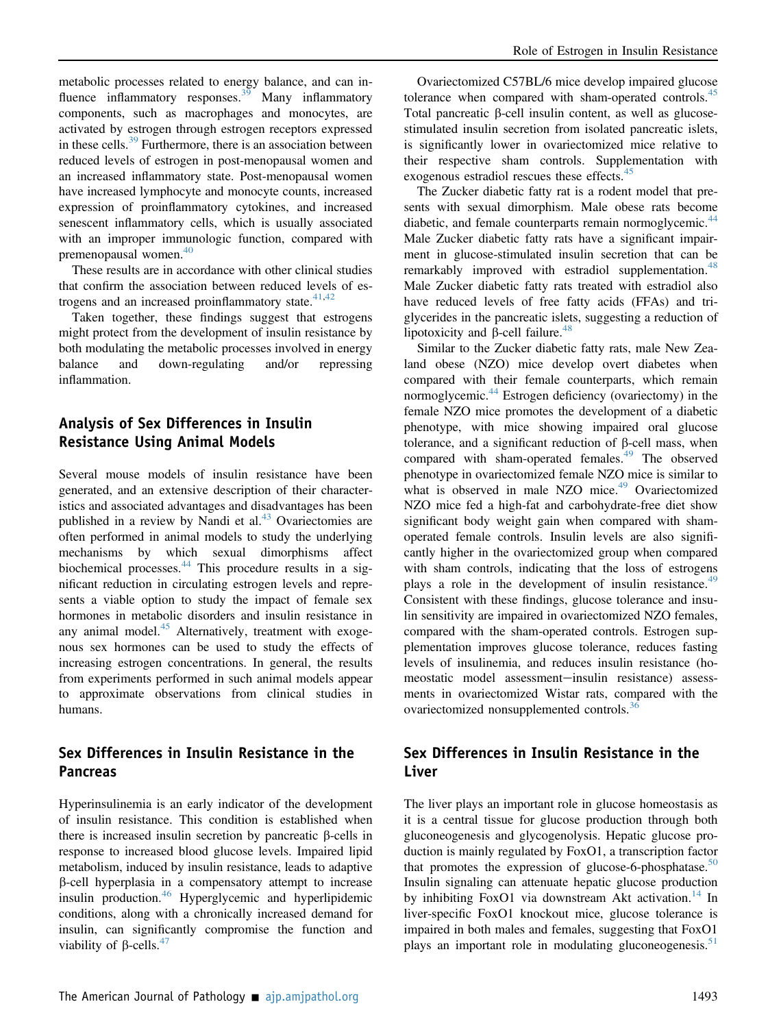metabolic processes related to energy balance, and can influence inflammatory responses.[39] Many inflammatory components, such as macrophages and monocytes, are activated by estrogen through estrogen receptors expressed in these cells.[39] Furthermore, there is an association between reduced levels of estrogen in post-menopausal women and an increased inflammatory state. Post-menopausal women have increased lymphocyte and monocyte counts, increased expression of proinflammatory cytokines, and increased senescent inflammatory cells, which is usually associated with an improper immunologic function, compared with premenopausal women.[40]

These results are in accordance with other clinical studies that confirm the association between reduced levels of estrogens and an increased proinflammatory state.[41,42]

Taken together, these findings suggest that estrogens might protect from the development of insulin resistance by both modulating the metabolic processes involved in energy balance and down-regulating and/or repressing inflammation.

## Analysis of Sex Differences in Insulin Resistance Using Animal Models

Several mouse models of insulin resistance have been generated, and an extensive description of their characteristics and associated advantages and disadvantages has been published in a review by Nandi et al.[43] Ovariectomies are often performed in animal models to study the underlying mechanisms by which sexual dimorphisms affect biochemical processes.[44] This procedure results in a significant reduction in circulating estrogen levels and represents a viable option to study the impact of female sex hormones in metabolic disorders and insulin resistance in any animal model.[45] Alternatively, treatment with exogenous sex hormones can be used to study the effects of increasing estrogen concentrations. In general, the results from experiments performed in such animal models appear to approximate observations from clinical studies in humans.

## Sex Differences in Insulin Resistance in the Pancreas

Hyperinsulinemia is an early indicator of the development of insulin resistance. This condition is established when there is increased insulin secretion by pancreatic β-cells in response to increased blood glucose levels. Impaired lipid metabolism, induced by insulin resistance, leads to adaptive β-cell hyperplasia in a compensatory attempt to increase insulin production.[46] Hyperglycemic and hyperlipidemic conditions, along with a chronically increased demand for insulin, can significantly compromise the function and viability of β-cells.[47]

Ovariectomized C57BL/6 mice develop impaired glucose tolerance when compared with sham-operated controls.[45] Total pancreatic β-cell insulin content, as well as glucose-stimulated insulin secretion from isolated pancreatic islets, is significantly lower in ovariectomized mice relative to their respective sham controls. Supplementation with exogenous estradiol rescues these effects.[45]

The Zucker diabetic fatty rat is a rodent model that presents with sexual dimorphism. Male obese rats become diabetic, and female counterparts remain normoglycemic.[44] Male Zucker diabetic fatty rats have a significant impairment in glucose-stimulated insulin secretion that can be remarkably improved with estradiol supplementation.[48] Male Zucker diabetic fatty rats treated with estradiol also have reduced levels of free fatty acids (FFAs) and triglycerides in the pancreatic islets, suggesting a reduction of lipotoxicity and β-cell failure.[48]

Similar to the Zucker diabetic fatty rats, male New Zealand obese (NZO) mice develop overt diabetes when compared with their female counterparts, which remain normoglycemic.[44] Estrogen deficiency (ovariectomy) in the female NZO mice promotes the development of a diabetic phenotype, with mice showing impaired oral glucose tolerance, and a significant reduction of β-cell mass, when compared with sham-operated females.[49] The observed phenotype in ovariectomized female NZO mice is similar to what is observed in male NZO mice.[49] Ovariectomized NZO mice fed a high-fat and carbohydrate-free diet show significant body weight gain when compared with sham-operated female controls. Insulin levels are also significantly higher in the ovariectomized group when compared with sham controls, indicating that the loss of estrogens plays a role in the development of insulin resistance.[49] Consistent with these findings, glucose tolerance and insulin sensitivity are impaired in ovariectomized NZO females, compared with the sham-operated controls. Estrogen supplementation improves glucose tolerance, reduces fasting levels of insulinemia, and reduces insulin resistance (homeostatic model assessment−insulin resistance) assessments in ovariectomized Wistar rats, compared with the ovariectomized nonsupplemented controls.[36]

## Sex Differences in Insulin Resistance in the Liver

The liver plays an important role in glucose homeostasis as it is a central tissue for glucose production through both gluconeogenesis and glycogenolysis. Hepatic glucose production is mainly regulated by FoxO1, a transcription factor that promotes the expression of glucose-6-phosphatase.[50] Insulin signaling can attenuate hepatic glucose production by inhibiting FoxO1 via downstream Akt activation.[14] In liver-specific FoxO1 knockout mice, glucose tolerance is impaired in both males and females, suggesting that FoxO1 plays an important role in modulating gluconeogenesis.[51]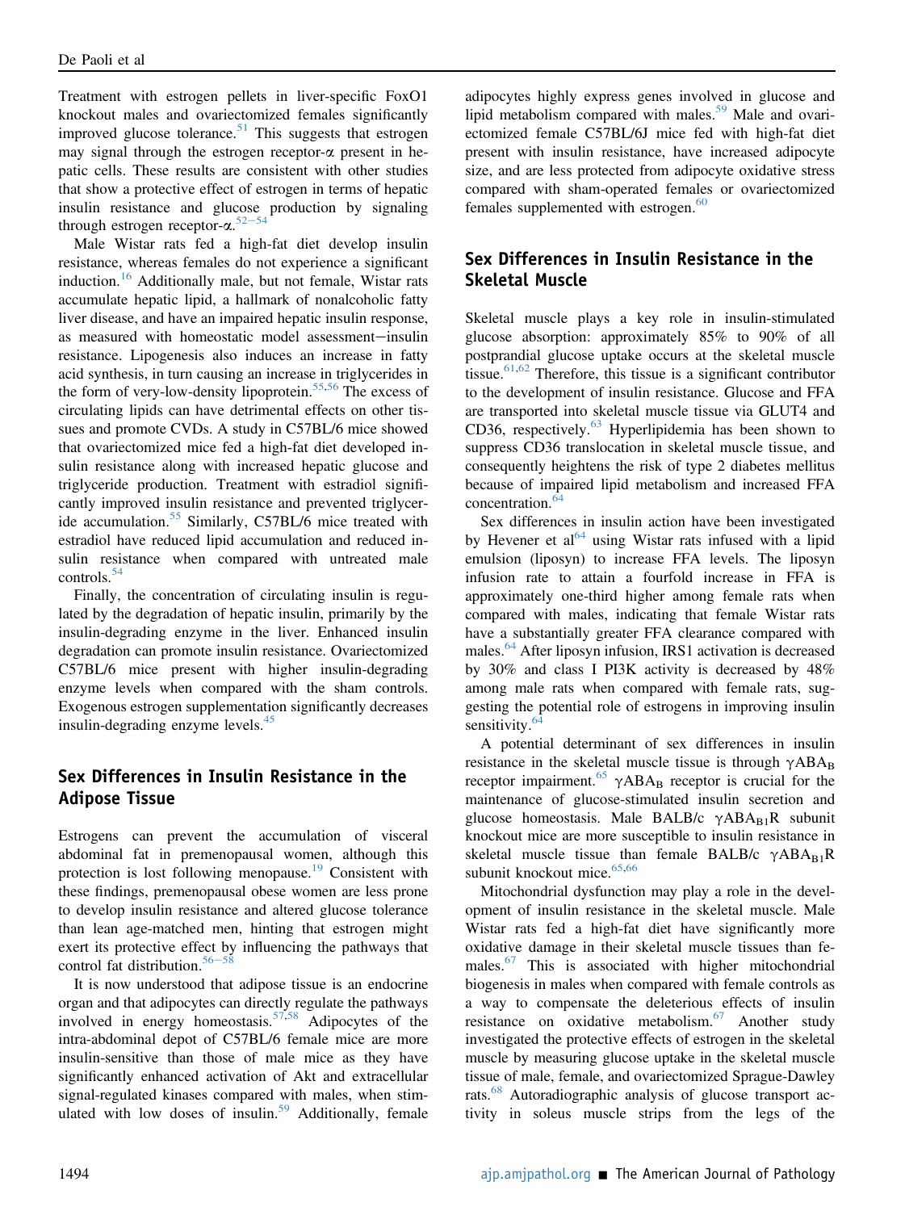Treatment with estrogen pellets in liver-specific FoxO1 knockout males and ovariectomized females significantly improved glucose tolerance.[51] This suggests that estrogen may signal through the estrogen receptor-α present in hepatic cells. These results are consistent with other studies that show a protective effect of estrogen in terms of hepatic insulin resistance and glucose production by signaling through estrogen receptor-α.[52–54]

Male Wistar rats fed a high-fat diet develop insulin resistance, whereas females do not experience a significant induction.[16] Additionally male, but not female, Wistar rats accumulate hepatic lipid, a hallmark of nonalcoholic fatty liver disease, and have an impaired hepatic insulin response, as measured with homeostatic model assessment−insulin resistance. Lipogenesis also induces an increase in fatty acid synthesis, in turn causing an increase in triglycerides in the form of very-low-density lipoprotein.[55,56] The excess of circulating lipids can have detrimental effects on other tissues and promote CVDs. A study in C57BL/6 mice showed that ovariectomized mice fed a high-fat diet developed insulin resistance along with increased hepatic glucose and triglyceride production. Treatment with estradiol significantly improved insulin resistance and prevented triglyceride accumulation.[55] Similarly, C57BL/6 mice treated with estradiol have reduced lipid accumulation and reduced insulin resistance when compared with untreated male controls.[54]

Finally, the concentration of circulating insulin is regulated by the degradation of hepatic insulin, primarily by the insulin-degrading enzyme in the liver. Enhanced insulin degradation can promote insulin resistance. Ovariectomized C57BL/6 mice present with higher insulin-degrading enzyme levels when compared with the sham controls. Exogenous estrogen supplementation significantly decreases insulin-degrading enzyme levels.[45]

## Sex Differences in Insulin Resistance in the Adipose Tissue

Estrogens can prevent the accumulation of visceral abdominal fat in premenopausal women, although this protection is lost following menopause.[19] Consistent with these findings, premenopausal obese women are less prone to develop insulin resistance and altered glucose tolerance than lean age-matched men, hinting that estrogen might exert its protective effect by influencing the pathways that control fat distribution.[56–58]

It is now understood that adipose tissue is an endocrine organ and that adipocytes can directly regulate the pathways involved in energy homeostasis.[57,58] Adipocytes of the intra-abdominal depot of C57BL/6 female mice are more insulin-sensitive than those of male mice as they have significantly enhanced activation of Akt and extracellular signal-regulated kinases compared with males, when stimulated with low doses of insulin.[59] Additionally, female adipocytes highly express genes involved in glucose and lipid metabolism compared with males.[59] Male and ovariectomized female C57BL/6J mice fed with high-fat diet present with insulin resistance, have increased adipocyte size, and are less protected from adipocyte oxidative stress compared with sham-operated females or ovariectomized females supplemented with estrogen.[60]

## Sex Differences in Insulin Resistance in the Skeletal Muscle

Skeletal muscle plays a key role in insulin-stimulated glucose absorption: approximately 85% to 90% of all postprandial glucose uptake occurs at the skeletal muscle tissue.[61,62] Therefore, this tissue is a significant contributor to the development of insulin resistance. Glucose and FFA are transported into skeletal muscle tissue via GLUT4 and CD36, respectively.[63] Hyperlipidemia has been shown to suppress CD36 translocation in skeletal muscle tissue, and consequently heightens the risk of type 2 diabetes mellitus because of impaired lipid metabolism and increased FFA concentration.[64]

Sex differences in insulin action have been investigated by Hevener et al[64] using Wistar rats infused with a lipid emulsion (liposyn) to increase FFA levels. The liposyn infusion rate to attain a fourfold increase in FFA is approximately one-third higher among female rats when compared with males, indicating that female Wistar rats have a substantially greater FFA clearance compared with males.[64] After liposyn infusion, IRS1 activation is decreased by 30% and class I PI3K activity is decreased by 48% among male rats when compared with female rats, suggesting the potential role of estrogens in improving insulin sensitivity.[64]

A potential determinant of sex differences in insulin resistance in the skeletal muscle tissue is through $\gamma ABA_B$ receptor impairment.[65] $\gamma ABA_B$ receptor is crucial for the maintenance of glucose-stimulated insulin secretion and glucose homeostasis. Male BALB/c $\gamma ABA_{B1}R$ subunit knockout mice are more susceptible to insulin resistance in skeletal muscle tissue than female BALB/c $\gamma ABA_{B1}R$ subunit knockout mice.[65,66]

Mitochondrial dysfunction may play a role in the development of insulin resistance in the skeletal muscle. Male Wistar rats fed a high-fat diet have significantly more oxidative damage in their skeletal muscle tissues than females.[67] This is associated with higher mitochondrial biogenesis in males when compared with female controls as a way to compensate the deleterious effects of insulin resistance on oxidative metabolism.[67] Another study investigated the protective effects of estrogen in the skeletal muscle by measuring glucose uptake in the skeletal muscle tissue of male, female, and ovariectomized Sprague-Dawley rats.[68] Autoradiographic analysis of glucose transport activity in soleus muscle strips from the legs of the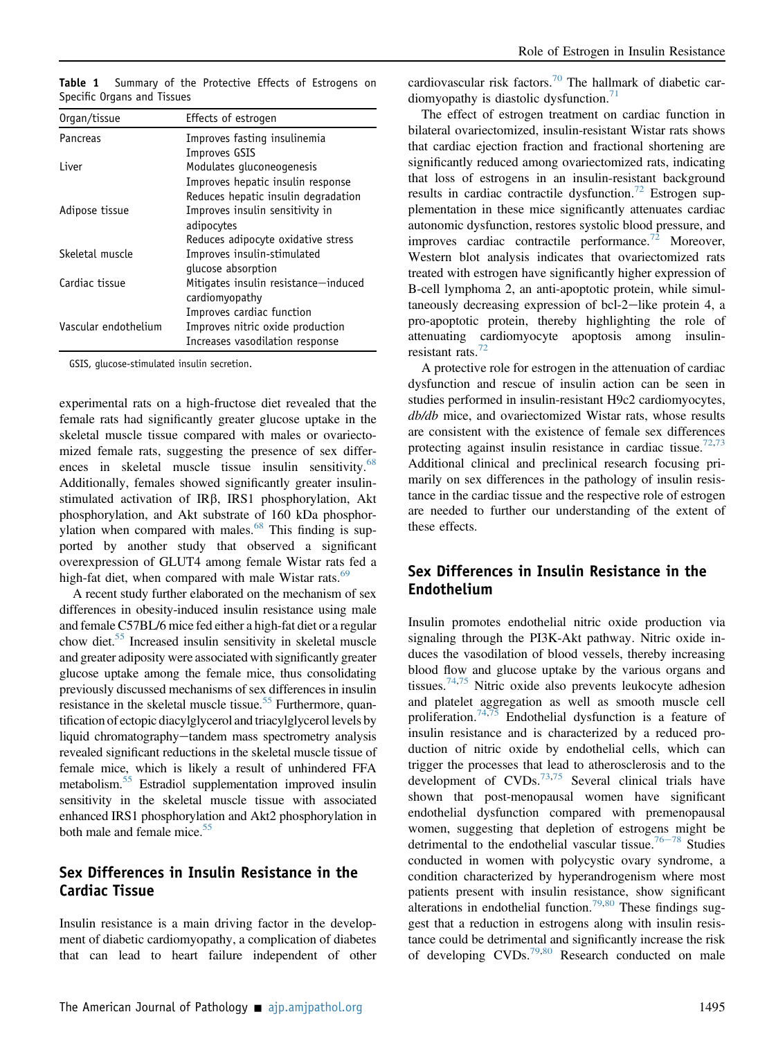**Table 1** Summary of the Protective Effects of Estrogens on Specific Organs and Tissues

| Organ/tissue | Effects of estrogen |
|---|---|
| Pancreas | Improves fasting insulinemia<br>Improves GSIS |
| Liver | Modulates gluconeogenesis<br>Improves hepatic insulin response<br>Reduces hepatic insulin degradation |
| Adipose tissue | Improves insulin sensitivity in adipocytes<br>Reduces adipocyte oxidative stress |
| Skeletal muscle | Improves insulin-stimulated glucose absorption |
| Cardiac tissue | Mitigates insulin resistance−induced cardiomyopathy<br>Improves cardiac function |
| Vascular endothelium | Improves nitric oxide production<br>Increases vasodilation response |

GSIS, glucose-stimulated insulin secretion.

experimental rats on a high-fructose diet revealed that the female rats had significantly greater glucose uptake in the skeletal muscle tissue compared with males or ovariectomized female rats, suggesting the presence of sex differences in skeletal muscle tissue insulin sensitivity.[68] Additionally, females showed significantly greater insulin-stimulated activation of IRβ, IRS1 phosphorylation, Akt phosphorylation, and Akt substrate of 160 kDa phosphorylation when compared with males.[68] This finding is supported by another study that observed a significant overexpression of GLUT4 among female Wistar rats fed a high-fat diet, when compared with male Wistar rats.[69]

A recent study further elaborated on the mechanism of sex differences in obesity-induced insulin resistance using male and female C57BL/6 mice fed either a high-fat diet or a regular chow diet.[55] Increased insulin sensitivity in skeletal muscle and greater adiposity were associated with significantly greater glucose uptake among the female mice, thus consolidating previously discussed mechanisms of sex differences in insulin resistance in the skeletal muscle tissue.[55] Furthermore, quantification of ectopic diacylglycerol and triacylglycerol levels by liquid chromatography−tandem mass spectrometry analysis revealed significant reductions in the skeletal muscle tissue of female mice, which is likely a result of unhindered FFA metabolism.[55] Estradiol supplementation improved insulin sensitivity in the skeletal muscle tissue with associated enhanced IRS1 phosphorylation and Akt2 phosphorylation in both male and female mice.[55]

## Sex Differences in Insulin Resistance in the Cardiac Tissue

Insulin resistance is a main driving factor in the development of diabetic cardiomyopathy, a complication of diabetes that can lead to heart failure independent of other cardiovascular risk factors.[70] The hallmark of diabetic cardiomyopathy is diastolic dysfunction.[71]

The effect of estrogen treatment on cardiac function in bilateral ovariectomized, insulin-resistant Wistar rats shows that cardiac ejection fraction and fractional shortening are significantly reduced among ovariectomized rats, indicating that loss of estrogens in an insulin-resistant background results in cardiac contractile dysfunction.[72] Estrogen supplementation in these mice significantly attenuates cardiac autonomic dysfunction, restores systolic blood pressure, and improves cardiac contractile performance.[72] Moreover, Western blot analysis indicates that ovariectomized rats treated with estrogen have significantly higher expression of B-cell lymphoma 2, an anti-apoptotic protein, while simultaneously decreasing expression of bcl-2−like protein 4, a pro-apoptotic protein, thereby highlighting the role of attenuating cardiomyocyte apoptosis among insulin-resistant rats.[72]

A protective role for estrogen in the attenuation of cardiac dysfunction and rescue of insulin action can be seen in studies performed in insulin-resistant H9c2 cardiomyocytes, *db/db* mice, and ovariectomized Wistar rats, whose results are consistent with the existence of female sex differences protecting against insulin resistance in cardiac tissue.[72,73] Additional clinical and preclinical research focusing primarily on sex differences in the pathology of insulin resistance in the cardiac tissue and the respective role of estrogen are needed to further our understanding of the extent of these effects.

## Sex Differences in Insulin Resistance in the Endothelium

Insulin promotes endothelial nitric oxide production via signaling through the PI3K-Akt pathway. Nitric oxide induces the vasodilation of blood vessels, thereby increasing blood flow and glucose uptake by the various organs and tissues.[74,75] Nitric oxide also prevents leukocyte adhesion and platelet aggregation as well as smooth muscle cell proliferation.[74,75] Endothelial dysfunction is a feature of insulin resistance and is characterized by a reduced production of nitric oxide by endothelial cells, which can trigger the processes that lead to atherosclerosis and to the development of CVDs.[73,75] Several clinical trials have shown that post-menopausal women have significant endothelial dysfunction compared with premenopausal women, suggesting that depletion of estrogens might be detrimental to the endothelial vascular tissue.[76−78] Studies conducted in women with polycystic ovary syndrome, a condition characterized by hyperandrogenism where most patients present with insulin resistance, show significant alterations in endothelial function.[79,80] These findings suggest that a reduction in estrogens along with insulin resistance could be detrimental and significantly increase the risk of developing CVDs.[79,80] Research conducted on male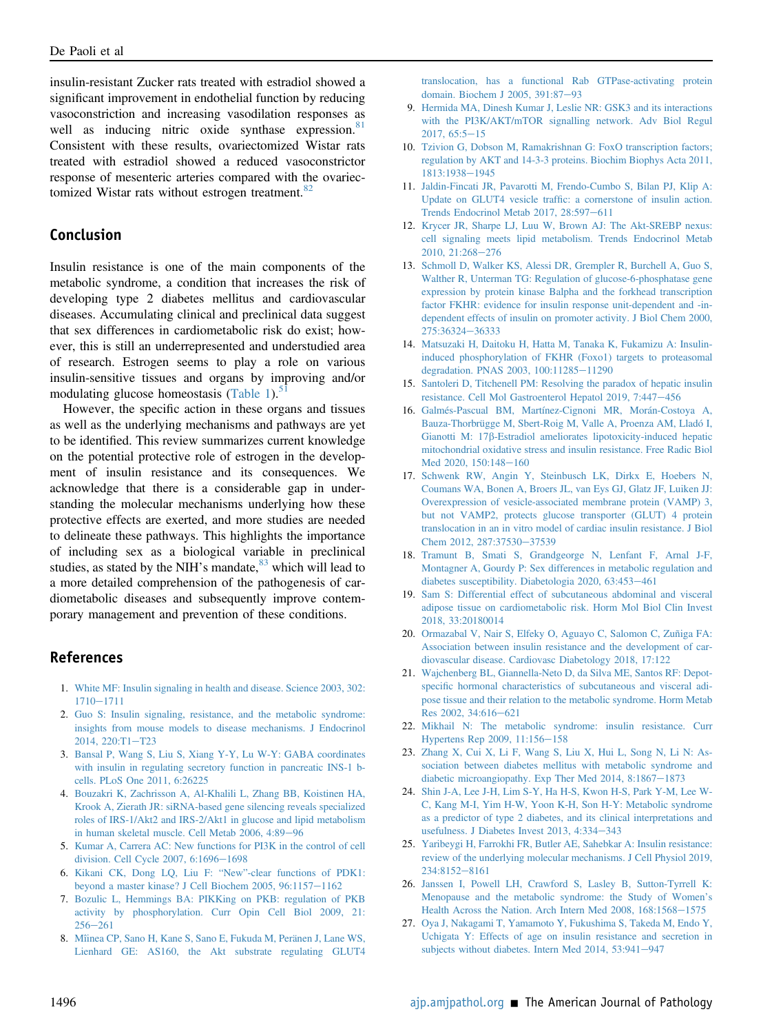insulin-resistant Zucker rats treated with estradiol showed a significant improvement in endothelial function by reducing vasoconstriction and increasing vasodilation responses as well as inducing nitric oxide synthase expression.[81] Consistent with these results, ovariectomized Wistar rats treated with estradiol showed a reduced vasoconstrictor response of mesenteric arteries compared with the ovariectomized Wistar rats without estrogen treatment.[82]

## Conclusion

Insulin resistance is one of the main components of the metabolic syndrome, a condition that increases the risk of developing type 2 diabetes mellitus and cardiovascular diseases. Accumulating clinical and preclinical data suggest that sex differences in cardiometabolic risk do exist; however, this is still an underrepresented and understudied area of research. Estrogen seems to play a role on various insulin-sensitive tissues and organs by improving and/or modulating glucose homeostasis (Table 1).[51]

However, the specific action in these organs and tissues as well as the underlying mechanisms and pathways are yet to be identified. This review summarizes current knowledge on the potential protective role of estrogen in the development of insulin resistance and its consequences. We acknowledge that there is a considerable gap in understanding the molecular mechanisms underlying how these protective effects are exerted, and more studies are needed to delineate these pathways. This highlights the importance of including sex as a biological variable in preclinical studies, as stated by the NIH's mandate,[83] which will lead to a more detailed comprehension of the pathogenesis of cardiometabolic diseases and subsequently improve contemporary management and prevention of these conditions.

## References

1. White MF: Insulin signaling in health and disease. Science 2003, 302:1710–1711
2. Guo S: Insulin signaling, resistance, and the metabolic syndrome: insights from mouse models to disease mechanisms. J Endocrinol 2014, 220:T1–T23
3. Bansal P, Wang S, Liu S, Xiang Y-Y, Lu W-Y: GABA coordinates with insulin in regulating secretory function in pancreatic INS-1 b-cells. PLoS One 2011, 6:26225
4. Bouzakri K, Zachrisson A, Al-Khalili L, Zhang BB, Koistinen HA, Krook A, Zierath JR: siRNA-based gene silencing reveals specialized roles of IRS-1/Akt2 and IRS-2/Akt1 in glucose and lipid metabolism in human skeletal muscle. Cell Metab 2006, 4:89–96
5. Kumar A, Carrera AC: New functions for PI3K in the control of cell division. Cell Cycle 2007, 6:1696–1698
6. Kikani CK, Dong LQ, Liu F: "New"-clear functions of PDK1: beyond a master kinase? J Cell Biochem 2005, 96:1157–1162
7. Bozulic L, Hemmings BA: PIKKing on PKB: regulation of PKB activity by phosphorylation. Curr Opin Cell Biol 2009, 21:256–261
8. Mîinea CP, Sano H, Kane S, Sano E, Fukuda M, Peränen J, Lane WS, Lienhard GE: AS160, the Akt substrate regulating GLUT4 translocation, has a functional Rab GTPase-activating protein domain. Biochem J 2005, 391:87–93
9. Hermida MA, Dinesh Kumar J, Leslie NR: GSK3 and its interactions with the PI3K/AKT/mTOR signalling network. Adv Biol Regul 2017, 65:5–15
10. Tzivion G, Dobson M, Ramakrishnan G: FoxO transcription factors; regulation by AKT and 14-3-3 proteins. Biochim Biophys Acta 2011, 1813:1938–1945
11. Jaldin-Fincati JR, Pavarotti M, Frendo-Cumbo S, Bilan PJ, Klip A: Update on GLUT4 vesicle traffic: a cornerstone of insulin action. Trends Endocrinol Metab 2017, 28:597–611
12. Krycer JR, Sharpe LJ, Luu W, Brown AJ: The Akt-SREBP nexus: cell signaling meets lipid metabolism. Trends Endocrinol Metab 2010, 21:268–276
13. Schmoll D, Walker KS, Alessi DR, Grempler R, Burchell A, Guo S, Walther R, Unterman TG: Regulation of glucose-6-phosphatase gene expression by protein kinase Balpha and the forkhead transcription factor FKHR: evidence for insulin response unit-dependent and -independent effects of insulin on promoter activity. J Biol Chem 2000, 275:36324–36333
14. Matsuzaki H, Daitoku H, Hatta M, Tanaka K, Fukamizu A: Insulin-induced phosphorylation of FKHR (Foxo1) targets to proteasomal degradation. PNAS 2003, 100:11285–11290
15. Santoleri D, Titchenell PM: Resolving the paradox of hepatic insulin resistance. Cell Mol Gastroenterol Hepatol 2019, 7:447–456
16. Galmés-Pascual BM, Martínez-Cignoni MR, Morán-Costoya A, Bauza-Thorbrügge M, Sbert-Roig M, Valle A, Proenza AM, Lladó I, Gianotti M: 17β-Estradiol ameliorates lipotoxicity-induced hepatic mitochondrial oxidative stress and insulin resistance. Free Radic Biol Med 2020, 150:148–160
17. Schwenk RW, Angin Y, Steinbusch LK, Dirkx E, Hoebers N, Coumans WA, Bonen A, Broers JL, van Eys GJ, Glatz JF, Luiken JJ: Overexpression of vesicle-associated membrane protein (VAMP) 3, but not VAMP2, protects glucose transporter (GLUT) 4 protein translocation in an in vitro model of cardiac insulin resistance. J Biol Chem 2012, 287:37530–37539
18. Tramunt B, Smati S, Grandgeorge N, Lenfant F, Arnal J-F, Montagner A, Gourdy P: Sex differences in metabolic regulation and diabetes susceptibility. Diabetologia 2020, 63:453–461
19. Sam S: Differential effect of subcutaneous abdominal and visceral adipose tissue on cardiometabolic risk. Horm Mol Biol Clin Invest 2018, 33:20180014
20. Ormazabal V, Nair S, Elfeky O, Aguayo C, Salomon C, Zuñiga FA: Association between insulin resistance and the development of cardiovascular disease. Cardiovasc Diabetology 2018, 17:122
21. Wajchenberg BL, Giannella-Neto D, da Silva ME, Santos RF: Depot-specific hormonal characteristics of subcutaneous and visceral adipose tissue and their relation to the metabolic syndrome. Horm Metab Res 2002, 34:616–621
22. Mikhail N: The metabolic syndrome: insulin resistance. Curr Hypertens Rep 2009, 11:156–158
23. Zhang X, Cui X, Li F, Wang S, Liu X, Hui L, Song N, Li N: Association between diabetes mellitus with metabolic syndrome and diabetic microangiopathy. Exp Ther Med 2014, 8:1867–1873
24. Shin J-A, Lee J-H, Lim S-Y, Ha H-S, Kwon H-S, Park Y-M, Lee W-C, Kang M-I, Yim H-W, Yoon K-H, Son H-Y: Metabolic syndrome as a predictor of type 2 diabetes, and its clinical interpretations and usefulness. J Diabetes Invest 2013, 4:334–343
25. Yaribeygi H, Farrokhi FR, Butler AE, Sahebkar A: Insulin resistance: review of the underlying molecular mechanisms. J Cell Physiol 2019, 234:8152–8161
26. Janssen I, Powell LH, Crawford S, Lasley B, Sutton-Tyrrell K: Menopause and the metabolic syndrome: the Study of Women's Health Across the Nation. Arch Intern Med 2008, 168:1568–1575
27. Oya J, Nakagami T, Yamamoto Y, Fukushima S, Takeda M, Endo Y, Uchigata Y: Effects of age on insulin resistance and secretion in subjects without diabetes. Intern Med 2014, 53:941–947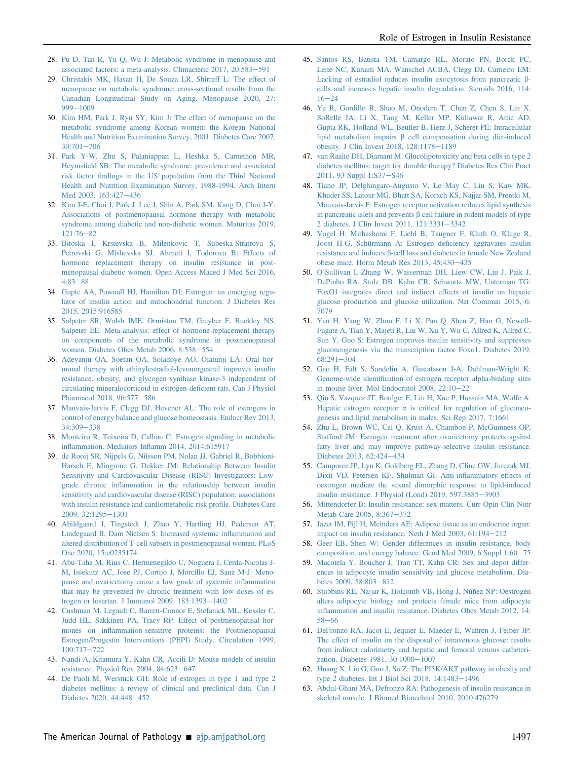28. Pu D, Tan R, Yu Q, Wu J: Metabolic syndrome in menopause and associated factors: a meta-analysis. Climacteric 2017, 20:583−591
29. Christakis MK, Hasan H, De Souza LR, Shirreff L: The effect of menopause on metabolic syndrome: cross-sectional results from the Canadian Longitudinal Study on Aging. Menopause 2020, 27:999−1009
30. Kim HM, Park J, Ryu SY, Kim J: The effect of menopause on the metabolic syndrome among Korean women: the Korean National Health and Nutrition Examination Survey, 2001. Diabetes Care 2007, 30:701−706
31. Park Y-W, Zhu S, Palaniappan L, Heshka S, Carnethon MR, Heymsfield SB: The metabolic syndrome: prevalence and associated risk factor findings in the US population from the Third National Health and Nutrition Examination Survey, 1988-1994. Arch Intern Med 2003, 163:427−436
32. Kim J-E, Choi J, Park J, Lee J, Shin A, Park SM, Kang D, Choi J-Y: Associations of postmenopausal hormone therapy with metabolic syndrome among diabetic and non-diabetic women. Maturitas 2019, 121:76−82
33. Bitoska I, Krstevska B, Milenkovic T, Subeska-Stratrova S, Petrovski G, Mishevska SJ, Ahmeti I, Todorova B: Effects of hormone replacement therapy on insulin resistance in postmenopausal diabetic women. Open Access Maced J Med Sci 2016, 4:83−88
34. Gupte AA, Pownall HJ, Hamilton DJ: Estrogen: an emerging regulator of insulin action and mitochondrial function. J Diabetes Res 2015, 2015:916585
35. Salpeter SR, Walsh JME, Ormiston TM, Greyber E, Buckley NS, Salpeter EE: Meta-analysis: effect of hormone-replacement therapy on components of the metabolic syndrome in postmenopausal women. Diabetes Obes Metab 2006, 8:538−554
36. Adeyanju OA, Soetan OA, Soladoye AO, Olatunji LA: Oral hormonal therapy with ethinylestradiol-levonorgestrel improves insulin resistance, obesity, and glycogen synthase kinase-3 independent of circulating mineralocorticoid in estrogen-deficient rats. Can J Physiol Pharmacol 2018, 96:577−586
37. Mauvais-Jarvis F, Clegg DJ, Hevener AL: The role of estrogens in control of energy balance and glucose homeostasis. Endocr Rev 2013, 34:309−338
38. Monteiro R, Teixeira D, Calhau C: Estrogen signaling in metabolic inflammation. Mediators Inflamm 2014, 2014:615917
39. de Rooij SR, Nijpels G, Nilsson PM, Nolan JJ, Gabriel R, Bobbioni-Harsch E, Mingrone G, Dekker JM; Relationship Between Insulin Sensitivity and Cardiovascular Disease (RISC) Investigators: Low-grade chronic inflammation in the relationship between insulin sensitivity and cardiovascular disease (RISC) population: associations with insulin resistance and cardiometabolic risk profile. Diabetes Care 2009, 32:1295−1301
40. Abildgaard J, Tingstedt J, Zhao Y, Hartling HJ, Pedersen AT, Lindegaard B, Dam Nielsen S: Increased systemic inflammation and altered distribution of T-cell subsets in postmenopausal women. PLoS One 2020, 15:e0235174
41. Abu-Taha M, Rius C, Hermenegildo C, Noguera I, Cerda-Nicolas J-M, Issekutz AC, Jose PJ, Cortijo J, Morcillo EJ, Sanz M-J: Menopause and ovariectomy cause a low grade of systemic inflammation that may be prevented by chronic treatment with low doses of estrogen or losartan. J Immunol 2009, 183:1393−1402
42. Cushman M, Legault C, Barrett-Connor E, Stefanick ML, Kessler C, Judd HL, Sakkinen PA, Tracy RP: Effect of postmenopausal hormones on inflammation-sensitive proteins: the Postmenopausal Estrogen/Progestin Interventions (PEPI) Study. Circulation 1999, 100:717−722
43. Nandi A, Kitamura Y, Kahn CR, Accili D: Mouse models of insulin resistance. Physiol Rev 2004, 84:623−647
44. De Paoli M, Werstuck GH: Role of estrogen in type 1 and type 2 diabetes mellitus: a review of clinical and preclinical data. Can J Diabetes 2020, 44:448−452
45. Santos RS, Batista TM, Camargo RL, Morato PN, Borck PC, Leite NC, Kurauti MA, Wanschel ACBA, Clegg DJ, Carneiro EM: Lacking of estradiol reduces insulin exocytosis from pancreatic β-cells and increases hepatic insulin degradation. Steroids 2016, 114:16−24
46. Ye R, Gordillo R, Shao M, Onodera T, Chen Z, Chen S, Lin X, SoRelle JA, Li X, Tang M, Keller MP, Kuliawat R, Attie AD, Gupta RK, Holland WL, Beutler B, Herz J, Scherer PE: Intracellular lipid metabolism impairs β cell compensation during diet-induced obesity. J Clin Invest 2018, 128:1178−1189
47. van Raalte DH, Diamant M: Glucolipotoxicity and beta cells in type 2 diabetes mellitus: target for durable therapy? Diabetes Res Clin Pract 2011, 93 Suppl 1:S37−S46
48. Tiano JP, Delghingaro-Augusto V, Le May C, Liu S, Kaw MK, Khuder SS, Latour MG, Bhatt SA, Korach KS, Najjar SM, Prentki M, Mauvais-Jarvis F: Estrogen receptor activation reduces lipid synthesis in pancreatic islets and prevents β cell failure in rodent models of type 2 diabetes. J Clin Invest 2011, 121:3331−3342
49. Vogel H, Mirhashemi F, Liehl B, Taugner F, Kluth O, Kluge R, Joost H-G, Schürmann A: Estrogen deficiency aggravates insulin resistance and induces β-cell loss and diabetes in female New Zealand obese mice. Horm Metab Res 2013, 45:430−435
50. O-Sullivan I, Zhang W, Wasserman DH, Liew CW, Liu J, Paik J, DePinho RA, Stolz DB, Kahn CR, Schwartz MW, Unterman TG: FoxO1 integrates direct and indirect effects of insulin on hepatic glucose production and glucose utilization. Nat Commun 2015, 6:7079
51. Yan H, Yang W, Zhou F, Li X, Pan Q, Shen Z, Han G, Newell-Fugate A, Tian Y, Majeti R, Liu W, Xu Y, Wu C, Allred K, Allred C, Sun Y, Guo S: Estrogen improves insulin sensitivity and suppresses gluconeogenesis via the transcription factor Foxo1. Diabetes 2019, 68:291−304
52. Gao H, Fält S, Sandelin A, Gustafsson J-A, Dahlman-Wright K: Genome-wide identification of estrogen receptor alpha-binding sites in mouse liver. Mol Endocrinol 2008, 22:10−22
53. Qiu S, Vazquez JT, Boulger E, Liu H, Xue P, Hussain MA, Wolfe A: Hepatic estrogen receptor α is critical for regulation of gluconeogenesis and lipid metabolism in males. Sci Rep 2017, 7:1661
54. Zhu L, Brown WC, Cai Q, Krust A, Chambon P, McGuinness OP, Stafford JM: Estrogen treatment after ovariectomy protects against fatty liver and may improve pathway-selective insulin resistance. Diabetes 2013, 62:424−434
55. Camporez JP, Lyu K, Goldberg EL, Zhang D, Cline GW, Jurczak MJ, Dixit VD, Petersen KF, Shulman GI: Anti-inflammatory effects of oestrogen mediate the sexual dimorphic response to lipid-induced insulin resistance. J Physiol (Lond) 2019, 597:3885−3903
56. Mittendorfer B: Insulin resistance: sex matters. Curr Opin Clin Nutr Metab Care 2005, 8:367−372
57. Jazet IM, Pijl H, Meinders AE: Adipose tissue as an endocrine organ: impact on insulin resistance. Neth J Med 2003, 61:194−212
58. Geer EB, Shen W: Gender differences in insulin resistance, body composition, and energy balance. Gend Med 2009, 6 Suppl 1:60−75
59. Macotela Y, Boucher J, Tran TT, Kahn CR: Sex and depot differences in adipocyte insulin sensitivity and glucose metabolism. Diabetes 2009, 58:803−812
60. Stubbins RE, Najjar K, Holcomb VB, Hong J, Núñez NP: Oestrogen alters adipocyte biology and protects female mice from adipocyte inflammation and insulin resistance. Diabetes Obes Metab 2012, 14:58−66
61. DeFronzo RA, Jacot E, Jequier E, Maeder E, Wahren J, Felber JP: The effect of insulin on the disposal of intravenous glucose: results from indirect calorimetry and hepatic and femoral venous catheterization. Diabetes 1981, 30:1000−1007
62. Huang X, Liu G, Guo J, Su Z: The PI3K/AKT pathway in obesity and type 2 diabetes. Int J Biol Sci 2018, 14:1483−1496
63. Abdul-Ghani MA, Defronzo RA: Pathogenesis of insulin resistance in skeletal muscle. J Biomed Biotechnol 2010, 2010:476279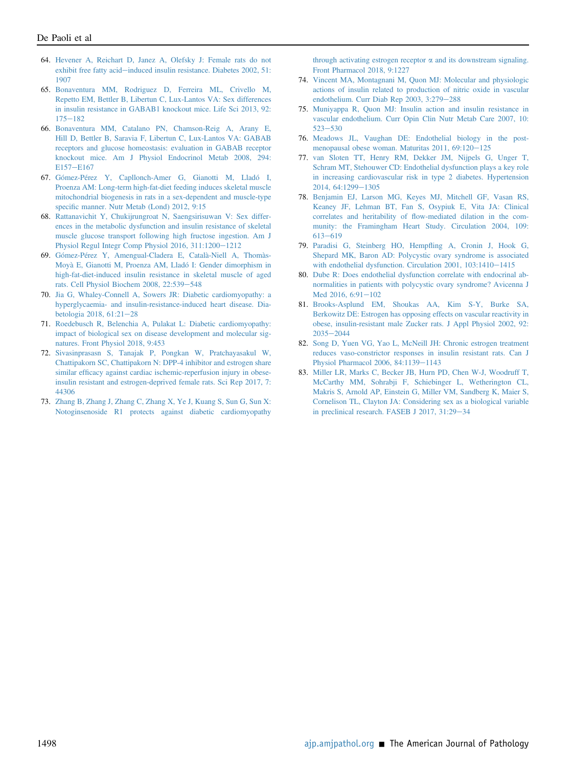64. Hevener A, Reichart D, Janez A, Olefsky J: Female rats do not exhibit free fatty acid−induced insulin resistance. Diabetes 2002, 51: 1907
65. Bonaventura MM, Rodriguez D, Ferreira ML, Crivello M, Repetto EM, Bettler B, Libertun C, Lux-Lantos VA: Sex differences in insulin resistance in GABAB1 knockout mice. Life Sci 2013, 92: 175−182
66. Bonaventura MM, Catalano PN, Chamson-Reig A, Arany E, Hill D, Bettler B, Saravia F, Libertun C, Lux-Lantos VA: GABAB receptors and glucose homeostasis: evaluation in GABAB receptor knockout mice. Am J Physiol Endocrinol Metab 2008, 294: E157−E167
67. Gómez-Pérez Y, Capllonch-Amer G, Gianotti M, Lladó I, Proenza AM: Long-term high-fat-diet feeding induces skeletal muscle mitochondrial biogenesis in rats in a sex-dependent and muscle-type specific manner. Nutr Metab (Lond) 2012, 9:15
68. Rattanavichit Y, Chukijrungroat N, Saengsirisuwan V: Sex differences in the metabolic dysfunction and insulin resistance of skeletal muscle glucose transport following high fructose ingestion. Am J Physiol Regul Integr Comp Physiol 2016, 311:1200−1212
69. Gómez-Pérez Y, Amengual-Cladera E, Català-Niell A, Thomàs-Moyà E, Gianotti M, Proenza AM, Lladó I: Gender dimorphism in high-fat-diet-induced insulin resistance in skeletal muscle of aged rats. Cell Physiol Biochem 2008, 22:539−548
70. Jia G, Whaley-Connell A, Sowers JR: Diabetic cardiomyopathy: a hyperglycaemia- and insulin-resistance-induced heart disease. Diabetologia 2018, 61:21−28
71. Roedebusch R, Belenchia A, Pulakat L: Diabetic cardiomyopathy: impact of biological sex on disease development and molecular signatures. Front Physiol 2018, 9:453
72. Sivasinprasasn S, Tanajak P, Pongkan W, Pratchayasakul W, Chattipakorn SC, Chattipakorn N: DPP-4 inhibitor and estrogen share similar efficacy against cardiac ischemic-reperfusion injury in obese-insulin resistant and estrogen-deprived female rats. Sci Rep 2017, 7: 44306
73. Zhang B, Zhang J, Zhang C, Zhang X, Ye J, Kuang S, Sun G, Sun X: Notoginsenoside R1 protects against diabetic cardiomyopathy through activating estrogen receptor α and its downstream signaling. Front Pharmacol 2018, 9:1227
74. Vincent MA, Montagnani M, Quon MJ: Molecular and physiologic actions of insulin related to production of nitric oxide in vascular endothelium. Curr Diab Rep 2003, 3:279−288
75. Muniyappa R, Quon MJ: Insulin action and insulin resistance in vascular endothelium. Curr Opin Clin Nutr Metab Care 2007, 10: 523−530
76. Meadows JL, Vaughan DE: Endothelial biology in the post-menopausal obese woman. Maturitas 2011, 69:120−125
77. van Sloten TT, Henry RM, Dekker JM, Nijpels G, Unger T, Schram MT, Stehouwer CD: Endothelial dysfunction plays a key role in increasing cardiovascular risk in type 2 diabetes. Hypertension 2014, 64:1299−1305
78. Benjamin EJ, Larson MG, Keyes MJ, Mitchell GF, Vasan RS, Keaney JF, Lehman BT, Fan S, Osypiuk E, Vita JA: Clinical correlates and heritability of flow-mediated dilation in the community: the Framingham Heart Study. Circulation 2004, 109: 613−619
79. Paradisi G, Steinberg HO, Hempfling A, Cronin J, Hook G, Shepard MK, Baron AD: Polycystic ovary syndrome is associated with endothelial dysfunction. Circulation 2001, 103:1410−1415
80. Dube R: Does endothelial dysfunction correlate with endocrinal abnormalities in patients with polycystic ovary syndrome? Avicenna J Med 2016, 6:91−102
81. Brooks-Asplund EM, Shoukas AA, Kim S-Y, Burke SA, Berkowitz DE: Estrogen has opposing effects on vascular reactivity in obese, insulin-resistant male Zucker rats. J Appl Physiol 2002, 92: 2035−2044
82. Song D, Yuen VG, Yao L, McNeill JH: Chronic estrogen treatment reduces vaso-constrictor responses in insulin resistant rats. Can J Physiol Pharmacol 2006, 84:1139−1143
83. Miller LR, Marks C, Becker JB, Hurn PD, Chen W-J, Woodruff T, McCarthy MM, Sohrabji F, Schiebinger L, Wetherington CL, Makris S, Arnold AP, Einstein G, Miller VM, Sandberg K, Maier S, Cornelison TL, Clayton JA: Considering sex as a biological variable in preclinical research. FASEB J 2017, 31:29−34